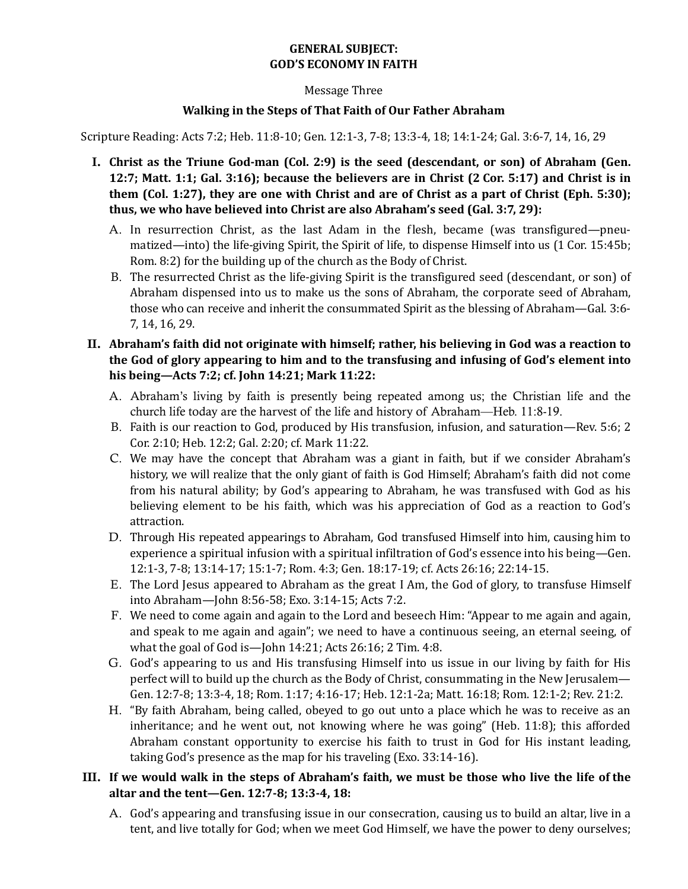**GENERAL SUBJECT:**
**GOD'S ECONOMY IN FAITH**

Message Three

**Walking in the Steps of That Faith of Our Father Abraham**

Scripture Reading: Acts 7:2; Heb. 11:8-10; Gen. 12:1-3, 7-8; 13:3-4, 18; 14:1-24; Gal. 3:6-7, 14, 16, 29

**I. Christ as the Triune God-man (Col. 2:9) is the seed (descendant, or son) of Abraham (Gen. 12:7; Matt. 1:1; Gal. 3:16); because the believers are in Christ (2 Cor. 5:17) and Christ is in them (Col. 1:27), they are one with Christ and are of Christ as a part of Christ (Eph. 5:30); thus, we who have believed into Christ are also Abraham's seed (Gal. 3:7, 29):**

A. In resurrection Christ, as the last Adam in the flesh, became (was transfigured—pneumatized—into) the life-giving Spirit, the Spirit of life, to dispense Himself into us (1 Cor. 15:45b; Rom. 8:2) for the building up of the church as the Body of Christ.

B. The resurrected Christ as the life-giving Spirit is the transfigured seed (descendant, or son) of Abraham dispensed into us to make us the sons of Abraham, the corporate seed of Abraham, those who can receive and inherit the consummated Spirit as the blessing of Abraham—Gal. 3:6-7, 14, 16, 29.

**II. Abraham's faith did not originate with himself; rather, his believing in God was a reaction to the God of glory appearing to him and to the transfusing and infusing of God's element into his being—Acts 7:2; cf. John 14:21; Mark 11:22:**

A. Abraham's living by faith is presently being repeated among us; the Christian life and the church life today are the harvest of the life and history of Abraham—Heb. 11:8-19.

B. Faith is our reaction to God, produced by His transfusion, infusion, and saturation—Rev. 5:6; 2 Cor. 2:10; Heb. 12:2; Gal. 2:20; cf. Mark 11:22.

C. We may have the concept that Abraham was a giant in faith, but if we consider Abraham's history, we will realize that the only giant of faith is God Himself; Abraham's faith did not come from his natural ability; by God's appearing to Abraham, he was transfused with God as his believing element to be his faith, which was his appreciation of God as a reaction to God's attraction.

D. Through His repeated appearings to Abraham, God transfused Himself into him, causing him to experience a spiritual infusion with a spiritual infiltration of God's essence into his being—Gen. 12:1-3, 7-8; 13:14-17; 15:1-7; Rom. 4:3; Gen. 18:17-19; cf. Acts 26:16; 22:14-15.

E. The Lord Jesus appeared to Abraham as the great I Am, the God of glory, to transfuse Himself into Abraham—John 8:56-58; Exo. 3:14-15; Acts 7:2.

F. We need to come again and again to the Lord and beseech Him: "Appear to me again and again, and speak to me again and again"; we need to have a continuous seeing, an eternal seeing, of what the goal of God is—John 14:21; Acts 26:16; 2 Tim. 4:8.

G. God's appearing to us and His transfusing Himself into us issue in our living by faith for His perfect will to build up the church as the Body of Christ, consummating in the New Jerusalem—Gen. 12:7-8; 13:3-4, 18; Rom. 1:17; 4:16-17; Heb. 12:1-2a; Matt. 16:18; Rom. 12:1-2; Rev. 21:2.

H. "By faith Abraham, being called, obeyed to go out unto a place which he was to receive as an inheritance; and he went out, not knowing where he was going" (Heb. 11:8); this afforded Abraham constant opportunity to exercise his faith to trust in God for His instant leading, taking God's presence as the map for his traveling (Exo. 33:14-16).

**III. If we would walk in the steps of Abraham's faith, we must be those who live the life of the altar and the tent—Gen. 12:7-8; 13:3-4, 18:**

A. God's appearing and transfusing issue in our consecration, causing us to build an altar, live in a tent, and live totally for God; when we meet God Himself, we have the power to deny ourselves;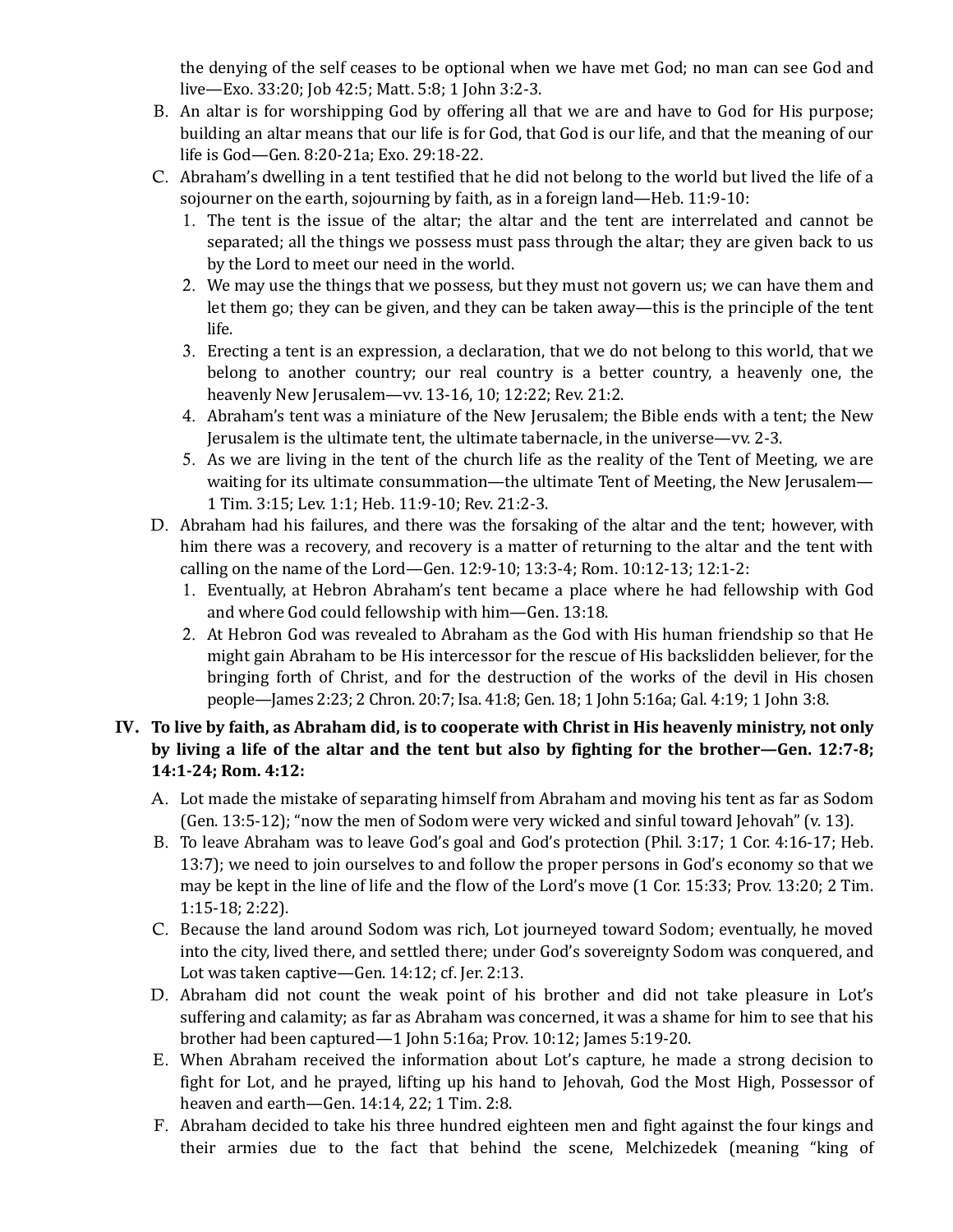the denying of the self ceases to be optional when we have met God; no man can see God and live—Exo. 33:20; Job 42:5; Matt. 5:8; 1 John 3:2-3.

B. An altar is for worshipping God by offering all that we are and have to God for His purpose; building an altar means that our life is for God, that God is our life, and that the meaning of our life is God—Gen. 8:20-21a; Exo. 29:18-22.

C. Abraham's dwelling in a tent testified that he did not belong to the world but lived the life of a sojourner on the earth, sojourning by faith, as in a foreign land—Heb. 11:9-10:

1. The tent is the issue of the altar; the altar and the tent are interrelated and cannot be separated; all the things we possess must pass through the altar; they are given back to us by the Lord to meet our need in the world.
2. We may use the things that we possess, but they must not govern us; we can have them and let them go; they can be given, and they can be taken away—this is the principle of the tent life.
3. Erecting a tent is an expression, a declaration, that we do not belong to this world, that we belong to another country; our real country is a better country, a heavenly one, the heavenly New Jerusalem—vv. 13-16, 10; 12:22; Rev. 21:2.
4. Abraham's tent was a miniature of the New Jerusalem; the Bible ends with a tent; the New Jerusalem is the ultimate tent, the ultimate tabernacle, in the universe—vv. 2-3.
5. As we are living in the tent of the church life as the reality of the Tent of Meeting, we are waiting for its ultimate consummation—the ultimate Tent of Meeting, the New Jerusalem—1 Tim. 3:15; Lev. 1:1; Heb. 11:9-10; Rev. 21:2-3.

D. Abraham had his failures, and there was the forsaking of the altar and the tent; however, with him there was a recovery, and recovery is a matter of returning to the altar and the tent with calling on the name of the Lord—Gen. 12:9-10; 13:3-4; Rom. 10:12-13; 12:1-2:

1. Eventually, at Hebron Abraham's tent became a place where he had fellowship with God and where God could fellowship with him—Gen. 13:18.
2. At Hebron God was revealed to Abraham as the God with His human friendship so that He might gain Abraham to be His intercessor for the rescue of His backslidden believer, for the bringing forth of Christ, and for the destruction of the works of the devil in His chosen people—James 2:23; 2 Chron. 20:7; Isa. 41:8; Gen. 18; 1 John 5:16a; Gal. 4:19; 1 John 3:8.

**IV. To live by faith, as Abraham did, is to cooperate with Christ in His heavenly ministry, not only by living a life of the altar and the tent but also by fighting for the brother—Gen. 12:7-8; 14:1-24; Rom. 4:12:**

A. Lot made the mistake of separating himself from Abraham and moving his tent as far as Sodom (Gen. 13:5-12); "now the men of Sodom were very wicked and sinful toward Jehovah" (v. 13).

B. To leave Abraham was to leave God's goal and God's protection (Phil. 3:17; 1 Cor. 4:16-17; Heb. 13:7); we need to join ourselves to and follow the proper persons in God's economy so that we may be kept in the line of life and the flow of the Lord's move (1 Cor. 15:33; Prov. 13:20; 2 Tim. 1:15-18; 2:22).

C. Because the land around Sodom was rich, Lot journeyed toward Sodom; eventually, he moved into the city, lived there, and settled there; under God's sovereignty Sodom was conquered, and Lot was taken captive—Gen. 14:12; cf. Jer. 2:13.

D. Abraham did not count the weak point of his brother and did not take pleasure in Lot's suffering and calamity; as far as Abraham was concerned, it was a shame for him to see that his brother had been captured—1 John 5:16a; Prov. 10:12; James 5:19-20.

E. When Abraham received the information about Lot's capture, he made a strong decision to fight for Lot, and he prayed, lifting up his hand to Jehovah, God the Most High, Possessor of heaven and earth—Gen. 14:14, 22; 1 Tim. 2:8.

F. Abraham decided to take his three hundred eighteen men and fight against the four kings and their armies due to the fact that behind the scene, Melchizedek (meaning "king of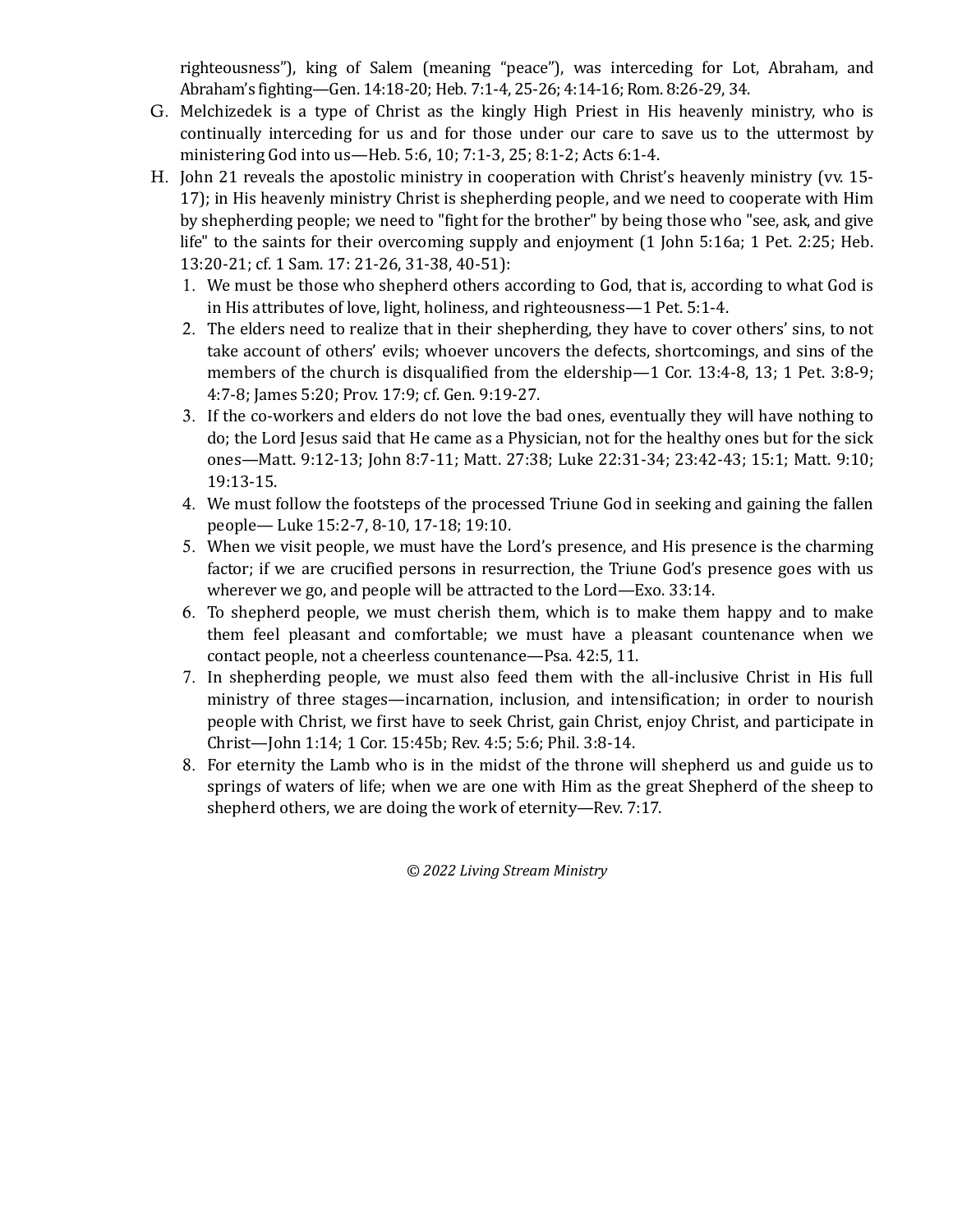righteousness”), king of Salem (meaning “peace”), was interceding for Lot, Abraham, and Abraham’s fighting—Gen. 14:18-20; Heb. 7:1-4, 25-26; 4:14-16; Rom. 8:26-29, 34.

G. Melchizedek is a type of Christ as the kingly High Priest in His heavenly ministry, who is continually interceding for us and for those under our care to save us to the uttermost by ministering God into us—Heb. 5:6, 10; 7:1-3, 25; 8:1-2; Acts 6:1-4.

H. John 21 reveals the apostolic ministry in cooperation with Christ’s heavenly ministry (vv. 15-17); in His heavenly ministry Christ is shepherding people, and we need to cooperate with Him by shepherding people; we need to "fight for the brother" by being those who "see, ask, and give life" to the saints for their overcoming supply and enjoyment (1 John 5:16a; 1 Pet. 2:25; Heb. 13:20-21; cf. 1 Sam. 17: 21-26, 31-38, 40-51):

1. We must be those who shepherd others according to God, that is, according to what God is in His attributes of love, light, holiness, and righteousness—1 Pet. 5:1-4.
2. The elders need to realize that in their shepherding, they have to cover others’ sins, to not take account of others’ evils; whoever uncovers the defects, shortcomings, and sins of the members of the church is disqualified from the eldership—1 Cor. 13:4-8, 13; 1 Pet. 3:8-9; 4:7-8; James 5:20; Prov. 17:9; cf. Gen. 9:19-27.
3. If the co-workers and elders do not love the bad ones, eventually they will have nothing to do; the Lord Jesus said that He came as a Physician, not for the healthy ones but for the sick ones—Matt. 9:12-13; John 8:7-11; Matt. 27:38; Luke 22:31-34; 23:42-43; 15:1; Matt. 9:10; 19:13-15.
4. We must follow the footsteps of the processed Triune God in seeking and gaining the fallen people— Luke 15:2-7, 8-10, 17-18; 19:10.
5. When we visit people, we must have the Lord’s presence, and His presence is the charming factor; if we are crucified persons in resurrection, the Triune God’s presence goes with us wherever we go, and people will be attracted to the Lord—Exo. 33:14.
6. To shepherd people, we must cherish them, which is to make them happy and to make them feel pleasant and comfortable; we must have a pleasant countenance when we contact people, not a cheerless countenance—Psa. 42:5, 11.
7. In shepherding people, we must also feed them with the all-inclusive Christ in His full ministry of three stages—incarnation, inclusion, and intensification; in order to nourish people with Christ, we first have to seek Christ, gain Christ, enjoy Christ, and participate in Christ—John 1:14; 1 Cor. 15:45b; Rev. 4:5; 5:6; Phil. 3:8-14.
8. For eternity the Lamb who is in the midst of the throne will shepherd us and guide us to springs of waters of life; when we are one with Him as the great Shepherd of the sheep to shepherd others, we are doing the work of eternity—Rev. 7:17.

*© 2022 Living Stream Ministry*